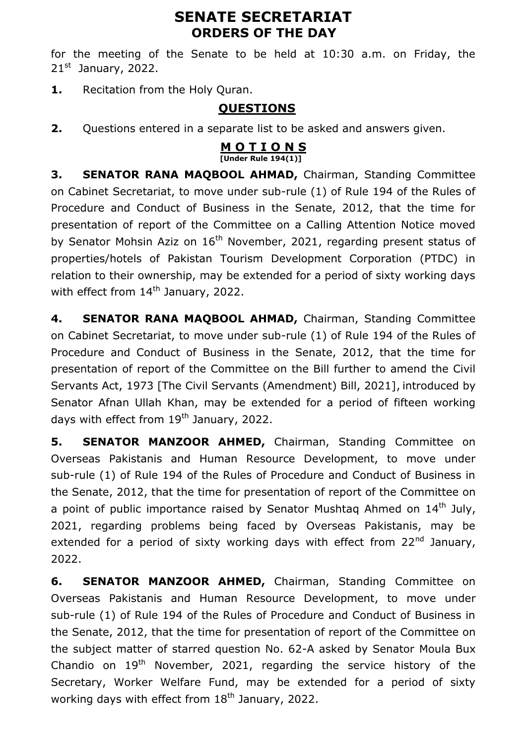# SENATE SECRETARIAT
## ORDERS OF THE DAY

for the meeting of the Senate to be held at 10:30 a.m. on Friday, the 21st January, 2022.

**1.** Recitation from the Holy Quran.

## QUESTIONS

**2.** Questions entered in a separate list to be asked and answers given.

## M O T I O N S
**[Under Rule 194(1)]**

**3. SENATOR RANA MAQBOOL AHMAD,** Chairman, Standing Committee on Cabinet Secretariat, to move under sub-rule (1) of Rule 194 of the Rules of Procedure and Conduct of Business in the Senate, 2012, that the time for presentation of report of the Committee on a Calling Attention Notice moved by Senator Mohsin Aziz on 16th November, 2021, regarding present status of properties/hotels of Pakistan Tourism Development Corporation (PTDC) in relation to their ownership, may be extended for a period of sixty working days with effect from 14th January, 2022.

**4. SENATOR RANA MAQBOOL AHMAD,** Chairman, Standing Committee on Cabinet Secretariat, to move under sub-rule (1) of Rule 194 of the Rules of Procedure and Conduct of Business in the Senate, 2012, that the time for presentation of report of the Committee on the Bill further to amend the Civil Servants Act, 1973 [The Civil Servants (Amendment) Bill, 2021], introduced by Senator Afnan Ullah Khan, may be extended for a period of fifteen working days with effect from 19th January, 2022.

**5. SENATOR MANZOOR AHMED,** Chairman, Standing Committee on Overseas Pakistanis and Human Resource Development, to move under sub-rule (1) of Rule 194 of the Rules of Procedure and Conduct of Business in the Senate, 2012, that the time for presentation of report of the Committee on a point of public importance raised by Senator Mushtaq Ahmed on 14th July, 2021, regarding problems being faced by Overseas Pakistanis, may be extended for a period of sixty working days with effect from 22nd January, 2022.

**6. SENATOR MANZOOR AHMED,** Chairman, Standing Committee on Overseas Pakistanis and Human Resource Development, to move under sub-rule (1) of Rule 194 of the Rules of Procedure and Conduct of Business in the Senate, 2012, that the time for presentation of report of the Committee on the subject matter of starred question No. 62-A asked by Senator Moula Bux Chandio on 19th November, 2021, regarding the service history of the Secretary, Worker Welfare Fund, may be extended for a period of sixty working days with effect from 18th January, 2022.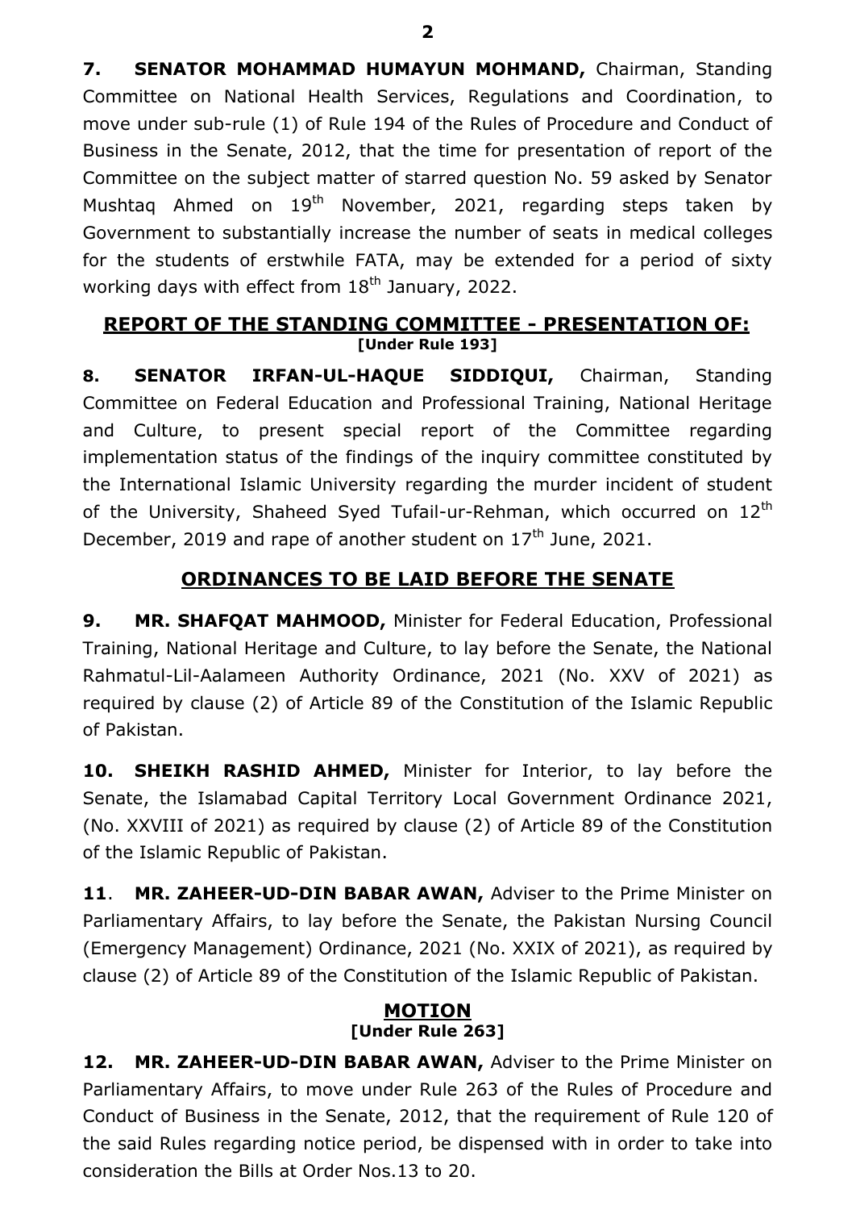**7. SENATOR MOHAMMAD HUMAYUN MOHMAND,** Chairman, Standing Committee on National Health Services, Regulations and Coordination, to move under sub-rule (1) of Rule 194 of the Rules of Procedure and Conduct of Business in the Senate, 2012, that the time for presentation of report of the Committee on the subject matter of starred question No. 59 asked by Senator Mushtaq Ahmed on 19th November, 2021, regarding steps taken by Government to substantially increase the number of seats in medical colleges for the students of erstwhile FATA, may be extended for a period of sixty working days with effect from 18th January, 2022.

## REPORT OF THE STANDING COMMITTEE - PRESENTATION OF:

**[Under Rule 193]**

**8. SENATOR IRFAN-UL-HAQUE SIDDIQUI,** Chairman, Standing Committee on Federal Education and Professional Training, National Heritage and Culture, to present special report of the Committee regarding implementation status of the findings of the inquiry committee constituted by the International Islamic University regarding the murder incident of student of the University, Shaheed Syed Tufail-ur-Rehman, which occurred on 12th December, 2019 and rape of another student on 17th June, 2021.

## ORDINANCES TO BE LAID BEFORE THE SENATE

**9. MR. SHAFQAT MAHMOOD,** Minister for Federal Education, Professional Training, National Heritage and Culture, to lay before the Senate, the National Rahmatul-Lil-Aalameen Authority Ordinance, 2021 (No. XXV of 2021) as required by clause (2) of Article 89 of the Constitution of the Islamic Republic of Pakistan.

**10. SHEIKH RASHID AHMED,** Minister for Interior, to lay before the Senate, the Islamabad Capital Territory Local Government Ordinance 2021, (No. XXVIII of 2021) as required by clause (2) of Article 89 of the Constitution of the Islamic Republic of Pakistan.

**11. MR. ZAHEER-UD-DIN BABAR AWAN,** Adviser to the Prime Minister on Parliamentary Affairs, to lay before the Senate, the Pakistan Nursing Council (Emergency Management) Ordinance, 2021 (No. XXIX of 2021), as required by clause (2) of Article 89 of the Constitution of the Islamic Republic of Pakistan.

## MOTION

**[Under Rule 263]**

**12. MR. ZAHEER-UD-DIN BABAR AWAN,** Adviser to the Prime Minister on Parliamentary Affairs, to move under Rule 263 of the Rules of Procedure and Conduct of Business in the Senate, 2012, that the requirement of Rule 120 of the said Rules regarding notice period, be dispensed with in order to take into consideration the Bills at Order Nos.13 to 20.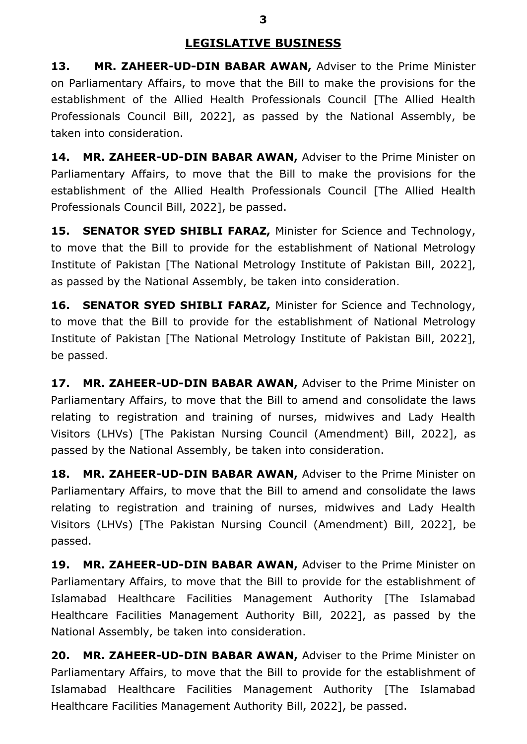## LEGISLATIVE BUSINESS

**13. MR. ZAHEER-UD-DIN BABAR AWAN,** Adviser to the Prime Minister on Parliamentary Affairs, to move that the Bill to make the provisions for the establishment of the Allied Health Professionals Council [The Allied Health Professionals Council Bill, 2022], as passed by the National Assembly, be taken into consideration.

**14. MR. ZAHEER-UD-DIN BABAR AWAN,** Adviser to the Prime Minister on Parliamentary Affairs, to move that the Bill to make the provisions for the establishment of the Allied Health Professionals Council [The Allied Health Professionals Council Bill, 2022], be passed.

**15. SENATOR SYED SHIBLI FARAZ,** Minister for Science and Technology, to move that the Bill to provide for the establishment of National Metrology Institute of Pakistan [The National Metrology Institute of Pakistan Bill, 2022], as passed by the National Assembly, be taken into consideration.

**16. SENATOR SYED SHIBLI FARAZ,** Minister for Science and Technology, to move that the Bill to provide for the establishment of National Metrology Institute of Pakistan [The National Metrology Institute of Pakistan Bill, 2022], be passed.

**17. MR. ZAHEER-UD-DIN BABAR AWAN,** Adviser to the Prime Minister on Parliamentary Affairs, to move that the Bill to amend and consolidate the laws relating to registration and training of nurses, midwives and Lady Health Visitors (LHVs) [The Pakistan Nursing Council (Amendment) Bill, 2022], as passed by the National Assembly, be taken into consideration.

**18. MR. ZAHEER-UD-DIN BABAR AWAN,** Adviser to the Prime Minister on Parliamentary Affairs, to move that the Bill to amend and consolidate the laws relating to registration and training of nurses, midwives and Lady Health Visitors (LHVs) [The Pakistan Nursing Council (Amendment) Bill, 2022], be passed.

**19. MR. ZAHEER-UD-DIN BABAR AWAN,** Adviser to the Prime Minister on Parliamentary Affairs, to move that the Bill to provide for the establishment of Islamabad Healthcare Facilities Management Authority [The Islamabad Healthcare Facilities Management Authority Bill, 2022], as passed by the National Assembly, be taken into consideration.

**20. MR. ZAHEER-UD-DIN BABAR AWAN,** Adviser to the Prime Minister on Parliamentary Affairs, to move that the Bill to provide for the establishment of Islamabad Healthcare Facilities Management Authority [The Islamabad Healthcare Facilities Management Authority Bill, 2022], be passed.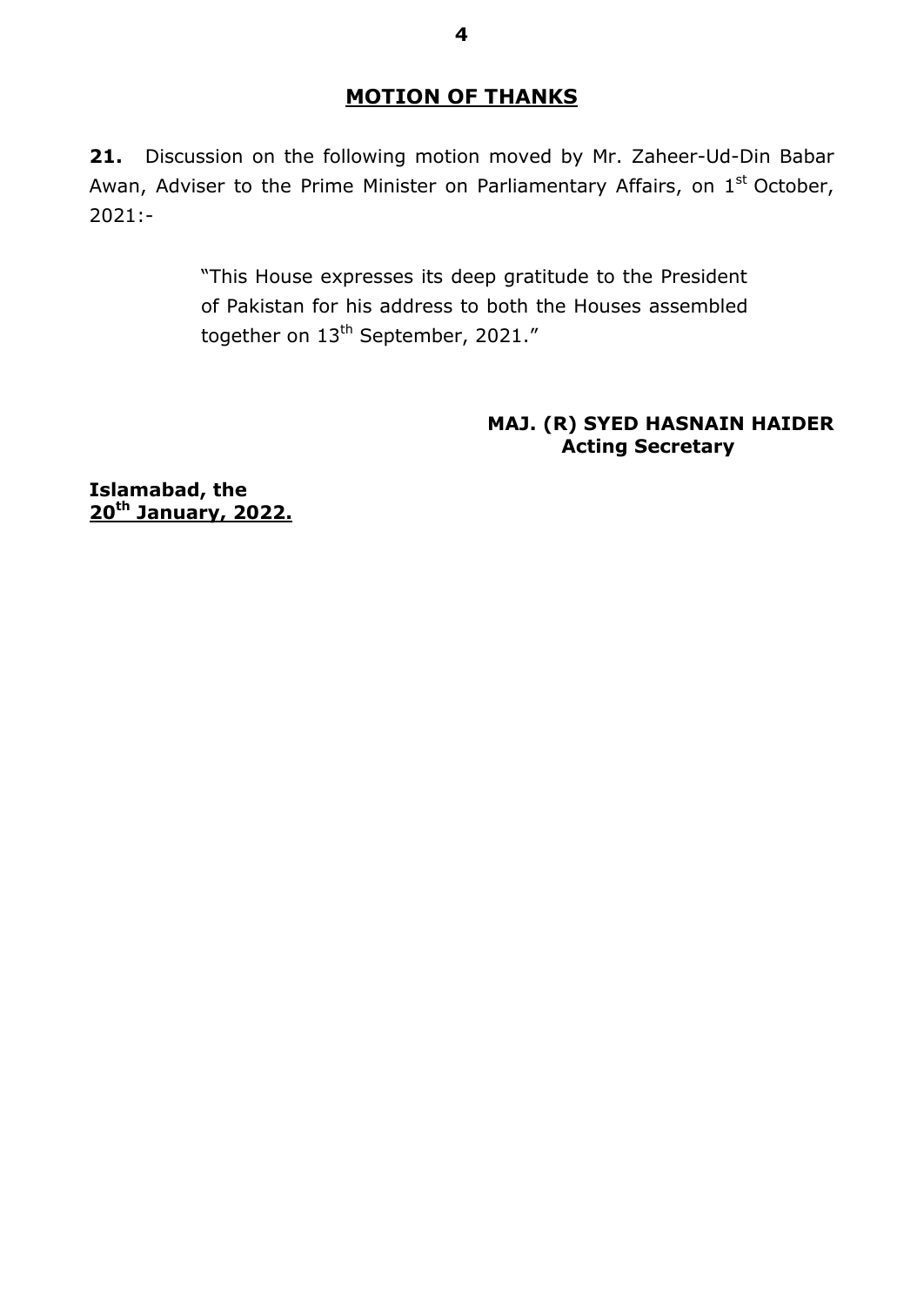## MOTION OF THANKS

**21.** Discussion on the following motion moved by Mr. Zaheer-Ud-Din Babar Awan, Adviser to the Prime Minister on Parliamentary Affairs, on 1st October, 2021:-

> "This House expresses its deep gratitude to the President of Pakistan for his address to both the Houses assembled together on 13th September, 2021."

**MAJ. (R) SYED HASNAIN HAIDER**
**Acting Secretary**

**Islamabad, the**
**20th January, 2022.**